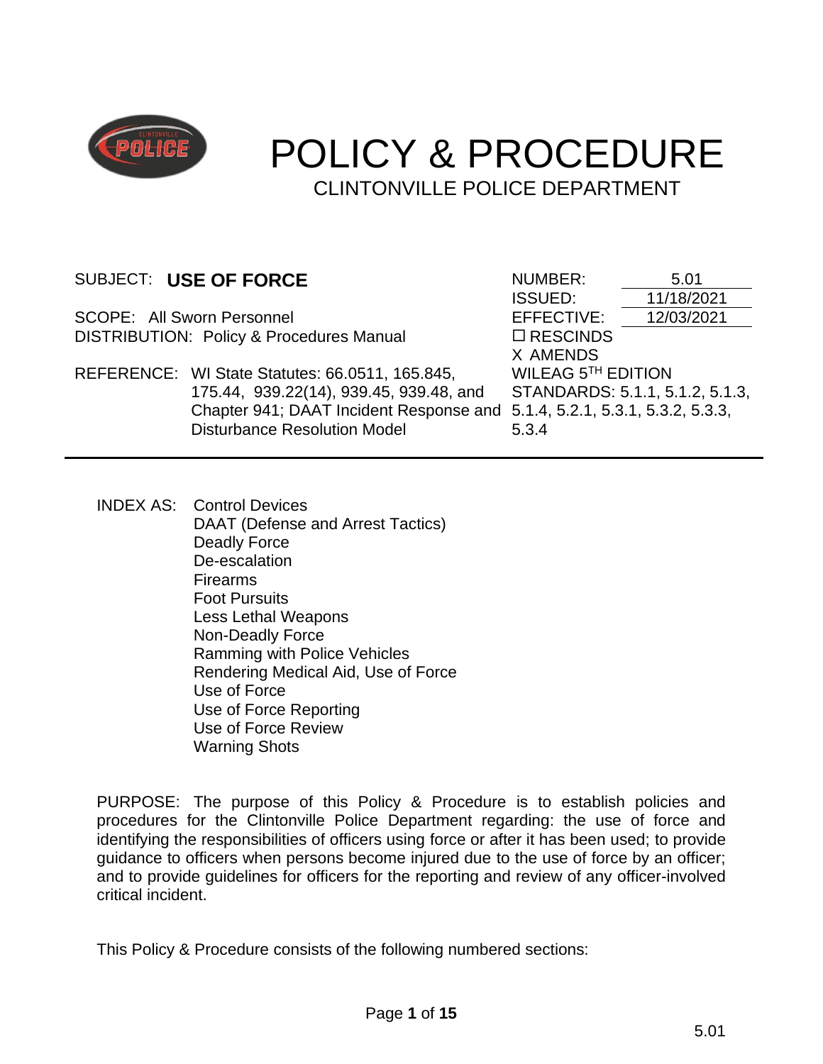# POLICY & PROCEDURE

CLINTONVILLE POLICE DEPARTMENT

| | |
|---|---|
| SUBJECT: **USE OF FORCE** | NUMBER: 5.01 |
| | ISSUED: 11/18/2021 |
| SCOPE: All Sworn Personnel | EFFECTIVE: 12/03/2021 |
| DISTRIBUTION: Policy & Procedures Manual | ☐ RESCINDS |
| | X AMENDS |
| REFERENCE: WI State Statutes: 66.0511, 165.845, 175.44, 939.22(14), 939.45, 939.48, and Chapter 941; DAAT Incident Response and Disturbance Resolution Model | WILEAG 5TH EDITION STANDARDS: 5.1.1, 5.1.2, 5.1.3, 5.1.4, 5.2.1, 5.3.1, 5.3.2, 5.3.3, 5.3.4 |

INDEX AS:
- Control Devices
- DAAT (Defense and Arrest Tactics)
- Deadly Force
- De-escalation
- Firearms
- Foot Pursuits
- Less Lethal Weapons
- Non-Deadly Force
- Ramming with Police Vehicles
- Rendering Medical Aid, Use of Force
- Use of Force
- Use of Force Reporting
- Use of Force Review
- Warning Shots

PURPOSE: The purpose of this Policy & Procedure is to establish policies and procedures for the Clintonville Police Department regarding: the use of force and identifying the responsibilities of officers using force or after it has been used; to provide guidance to officers when persons become injured due to the use of force by an officer; and to provide guidelines for officers for the reporting and review of any officer-involved critical incident.

This Policy & Procedure consists of the following numbered sections: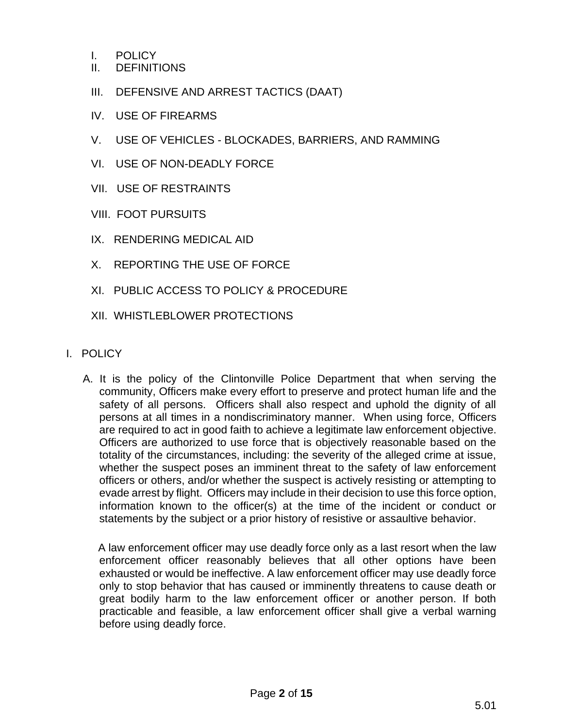I. POLICY
II. DEFINITIONS
III. DEFENSIVE AND ARREST TACTICS (DAAT)
IV. USE OF FIREARMS
V. USE OF VEHICLES - BLOCKADES, BARRIERS, AND RAMMING
VI. USE OF NON-DEADLY FORCE
VII. USE OF RESTRAINTS
VIII. FOOT PURSUITS
IX. RENDERING MEDICAL AID
X. REPORTING THE USE OF FORCE
XI. PUBLIC ACCESS TO POLICY & PROCEDURE
XII. WHISTLEBLOWER PROTECTIONS

## I. POLICY

A. It is the policy of the Clintonville Police Department that when serving the community, Officers make every effort to preserve and protect human life and the safety of all persons. Officers shall also respect and uphold the dignity of all persons at all times in a nondiscriminatory manner. When using force, Officers are required to act in good faith to achieve a legitimate law enforcement objective. Officers are authorized to use force that is objectively reasonable based on the totality of the circumstances, including: the severity of the alleged crime at issue, whether the suspect poses an imminent threat to the safety of law enforcement officers or others, and/or whether the suspect is actively resisting or attempting to evade arrest by flight. Officers may include in their decision to use this force option, information known to the officer(s) at the time of the incident or conduct or statements by the subject or a prior history of resistive or assaultive behavior.

A law enforcement officer may use deadly force only as a last resort when the law enforcement officer reasonably believes that all other options have been exhausted or would be ineffective. A law enforcement officer may use deadly force only to stop behavior that has caused or imminently threatens to cause death or great bodily harm to the law enforcement officer or another person. If both practicable and feasible, a law enforcement officer shall give a verbal warning before using deadly force.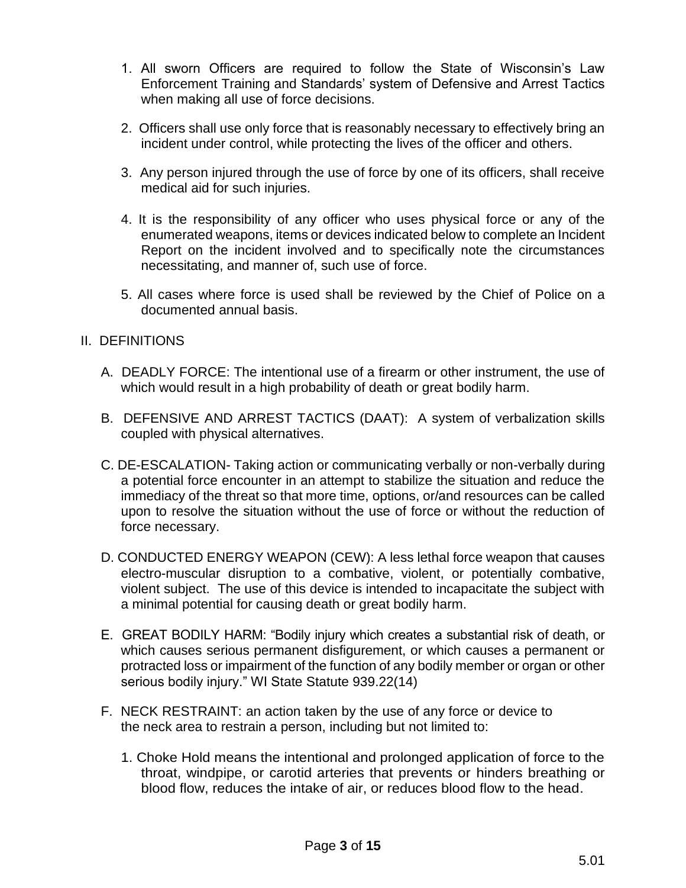1. All sworn Officers are required to follow the State of Wisconsin's Law Enforcement Training and Standards' system of Defensive and Arrest Tactics when making all use of force decisions.

2. Officers shall use only force that is reasonably necessary to effectively bring an incident under control, while protecting the lives of the officer and others.

3. Any person injured through the use of force by one of its officers, shall receive medical aid for such injuries.

4. It is the responsibility of any officer who uses physical force or any of the enumerated weapons, items or devices indicated below to complete an Incident Report on the incident involved and to specifically note the circumstances necessitating, and manner of, such use of force.

5. All cases where force is used shall be reviewed by the Chief of Police on a documented annual basis.

## II. DEFINITIONS

A. DEADLY FORCE: The intentional use of a firearm or other instrument, the use of which would result in a high probability of death or great bodily harm.

B. DEFENSIVE AND ARREST TACTICS (DAAT): A system of verbalization skills coupled with physical alternatives.

C. DE-ESCALATION- Taking action or communicating verbally or non-verbally during a potential force encounter in an attempt to stabilize the situation and reduce the immediacy of the threat so that more time, options, or/and resources can be called upon to resolve the situation without the use of force or without the reduction of force necessary.

D. CONDUCTED ENERGY WEAPON (CEW): A less lethal force weapon that causes electro-muscular disruption to a combative, violent, or potentially combative, violent subject. The use of this device is intended to incapacitate the subject with a minimal potential for causing death or great bodily harm.

E. GREAT BODILY HARM: "Bodily injury which creates a substantial risk of death, or which causes serious permanent disfigurement, or which causes a permanent or protracted loss or impairment of the function of any bodily member or organ or other serious bodily injury." WI State Statute 939.22(14)

F. NECK RESTRAINT: an action taken by the use of any force or device to the neck area to restrain a person, including but not limited to:

   1. Choke Hold means the intentional and prolonged application of force to the throat, windpipe, or carotid arteries that prevents or hinders breathing or blood flow, reduces the intake of air, or reduces blood flow to the head.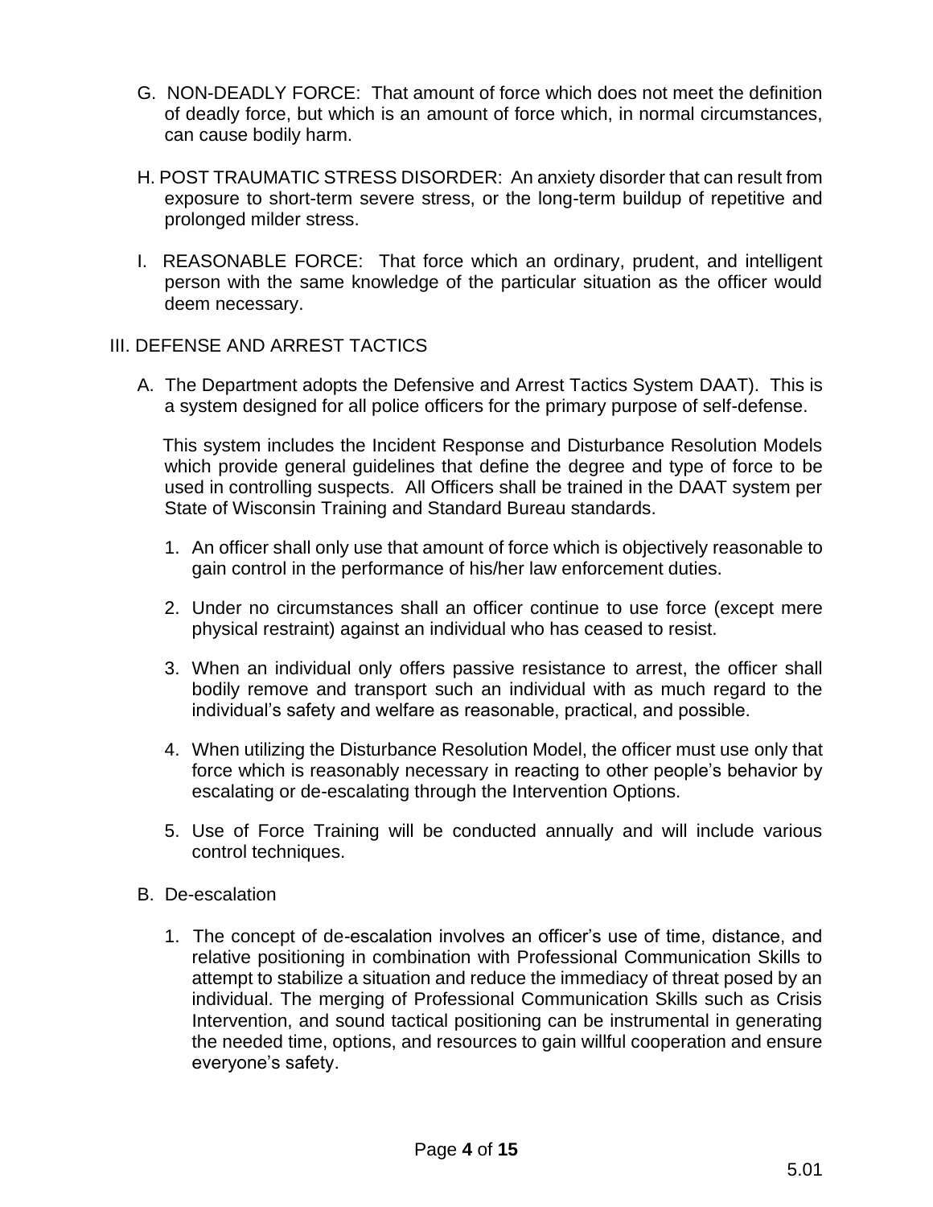G. NON-DEADLY FORCE: That amount of force which does not meet the definition of deadly force, but which is an amount of force which, in normal circumstances, can cause bodily harm.

H. POST TRAUMATIC STRESS DISORDER: An anxiety disorder that can result from exposure to short-term severe stress, or the long-term buildup of repetitive and prolonged milder stress.

I. REASONABLE FORCE: That force which an ordinary, prudent, and intelligent person with the same knowledge of the particular situation as the officer would deem necessary.

## III. DEFENSE AND ARREST TACTICS

A. The Department adopts the Defensive and Arrest Tactics System DAAT). This is a system designed for all police officers for the primary purpose of self-defense.

This system includes the Incident Response and Disturbance Resolution Models which provide general guidelines that define the degree and type of force to be used in controlling suspects. All Officers shall be trained in the DAAT system per State of Wisconsin Training and Standard Bureau standards.

1. An officer shall only use that amount of force which is objectively reasonable to gain control in the performance of his/her law enforcement duties.

2. Under no circumstances shall an officer continue to use force (except mere physical restraint) against an individual who has ceased to resist.

3. When an individual only offers passive resistance to arrest, the officer shall bodily remove and transport such an individual with as much regard to the individual's safety and welfare as reasonable, practical, and possible.

4. When utilizing the Disturbance Resolution Model, the officer must use only that force which is reasonably necessary in reacting to other people's behavior by escalating or de-escalating through the Intervention Options.

5. Use of Force Training will be conducted annually and will include various control techniques.

B. De-escalation

1. The concept of de-escalation involves an officer's use of time, distance, and relative positioning in combination with Professional Communication Skills to attempt to stabilize a situation and reduce the immediacy of threat posed by an individual. The merging of Professional Communication Skills such as Crisis Intervention, and sound tactical positioning can be instrumental in generating the needed time, options, and resources to gain willful cooperation and ensure everyone's safety.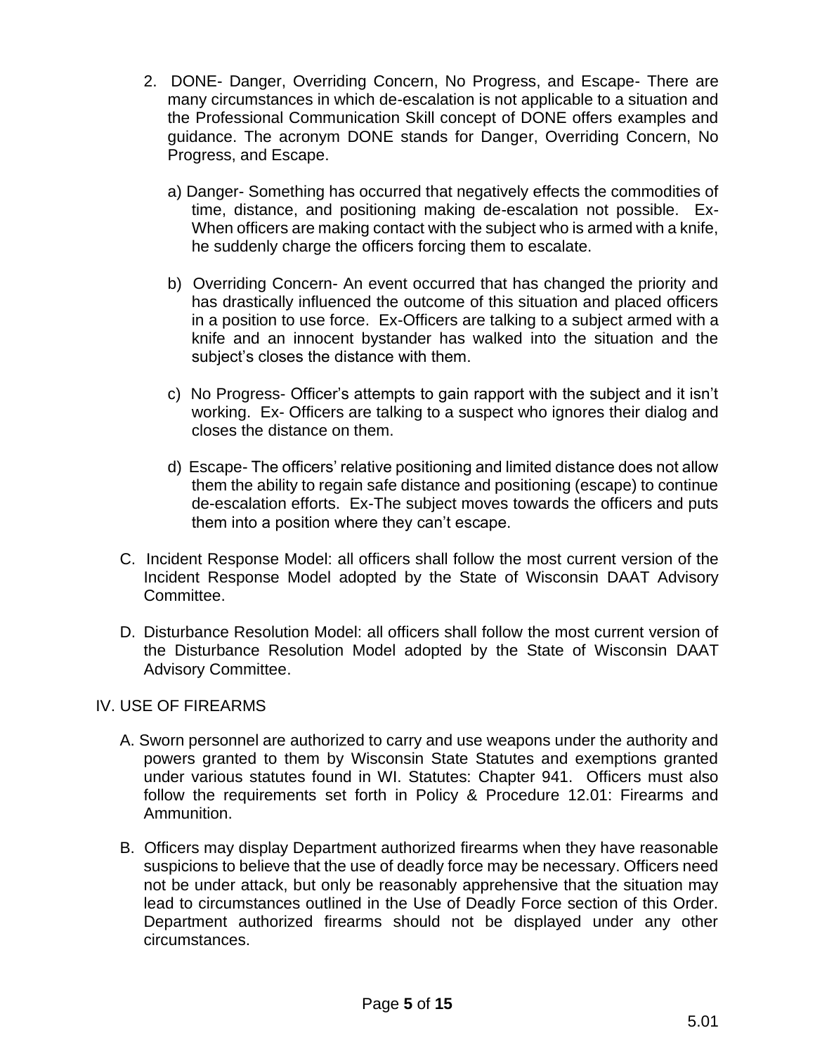2. DONE- Danger, Overriding Concern, No Progress, and Escape- There are many circumstances in which de-escalation is not applicable to a situation and the Professional Communication Skill concept of DONE offers examples and guidance. The acronym DONE stands for Danger, Overriding Concern, No Progress, and Escape.

   a) Danger- Something has occurred that negatively effects the commodities of time, distance, and positioning making de-escalation not possible. Ex- When officers are making contact with the subject who is armed with a knife, he suddenly charge the officers forcing them to escalate.

   b) Overriding Concern- An event occurred that has changed the priority and has drastically influenced the outcome of this situation and placed officers in a position to use force. Ex-Officers are talking to a subject armed with a knife and an innocent bystander has walked into the situation and the subject's closes the distance with them.

   c) No Progress- Officer's attempts to gain rapport with the subject and it isn't working. Ex- Officers are talking to a suspect who ignores their dialog and closes the distance on them.

   d) Escape- The officers' relative positioning and limited distance does not allow them the ability to regain safe distance and positioning (escape) to continue de-escalation efforts. Ex-The subject moves towards the officers and puts them into a position where they can't escape.

C. Incident Response Model: all officers shall follow the most current version of the Incident Response Model adopted by the State of Wisconsin DAAT Advisory Committee.

D. Disturbance Resolution Model: all officers shall follow the most current version of the Disturbance Resolution Model adopted by the State of Wisconsin DAAT Advisory Committee.

## IV. USE OF FIREARMS

A. Sworn personnel are authorized to carry and use weapons under the authority and powers granted to them by Wisconsin State Statutes and exemptions granted under various statutes found in WI. Statutes: Chapter 941. Officers must also follow the requirements set forth in Policy & Procedure 12.01: Firearms and Ammunition.

B. Officers may display Department authorized firearms when they have reasonable suspicions to believe that the use of deadly force may be necessary. Officers need not be under attack, but only be reasonably apprehensive that the situation may lead to circumstances outlined in the Use of Deadly Force section of this Order. Department authorized firearms should not be displayed under any other circumstances.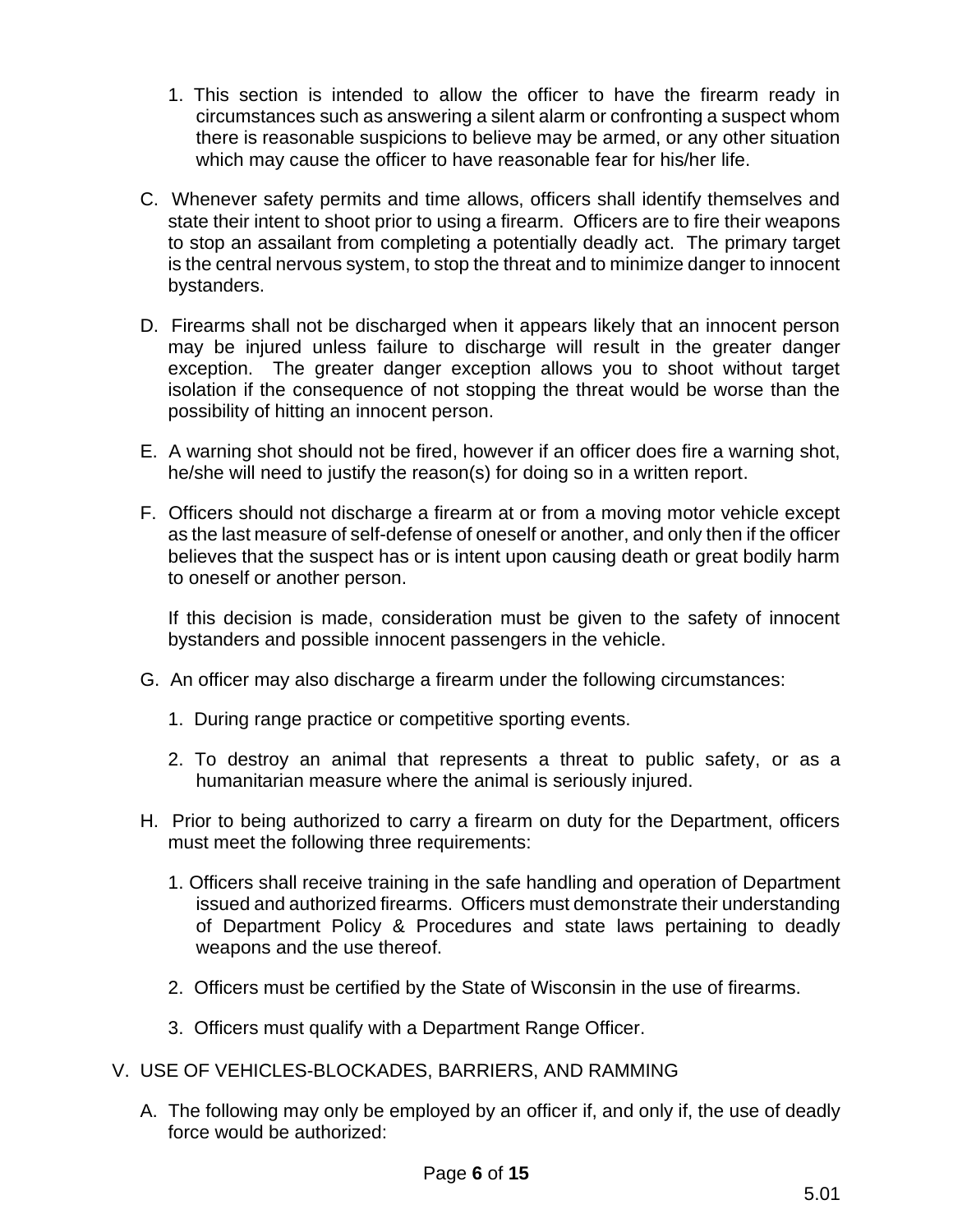1. This section is intended to allow the officer to have the firearm ready in circumstances such as answering a silent alarm or confronting a suspect whom there is reasonable suspicions to believe may be armed, or any other situation which may cause the officer to have reasonable fear for his/her life.

C. Whenever safety permits and time allows, officers shall identify themselves and state their intent to shoot prior to using a firearm. Officers are to fire their weapons to stop an assailant from completing a potentially deadly act. The primary target is the central nervous system, to stop the threat and to minimize danger to innocent bystanders.

D. Firearms shall not be discharged when it appears likely that an innocent person may be injured unless failure to discharge will result in the greater danger exception. The greater danger exception allows you to shoot without target isolation if the consequence of not stopping the threat would be worse than the possibility of hitting an innocent person.

E. A warning shot should not be fired, however if an officer does fire a warning shot, he/she will need to justify the reason(s) for doing so in a written report.

F. Officers should not discharge a firearm at or from a moving motor vehicle except as the last measure of self-defense of oneself or another, and only then if the officer believes that the suspect has or is intent upon causing death or great bodily harm to oneself or another person.

   If this decision is made, consideration must be given to the safety of innocent bystanders and possible innocent passengers in the vehicle.

G. An officer may also discharge a firearm under the following circumstances:

   1. During range practice or competitive sporting events.

   2. To destroy an animal that represents a threat to public safety, or as a humanitarian measure where the animal is seriously injured.

H. Prior to being authorized to carry a firearm on duty for the Department, officers must meet the following three requirements:

   1. Officers shall receive training in the safe handling and operation of Department issued and authorized firearms. Officers must demonstrate their understanding of Department Policy & Procedures and state laws pertaining to deadly weapons and the use thereof.

   2. Officers must be certified by the State of Wisconsin in the use of firearms.

   3. Officers must qualify with a Department Range Officer.

## V. USE OF VEHICLES-BLOCKADES, BARRIERS, AND RAMMING

A. The following may only be employed by an officer if, and only if, the use of deadly force would be authorized: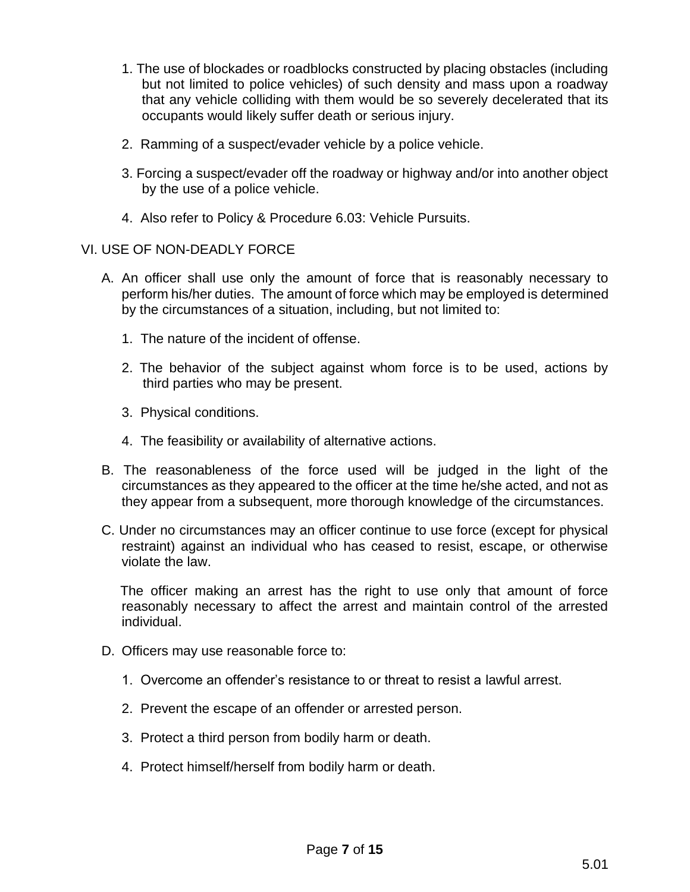1. The use of blockades or roadblocks constructed by placing obstacles (including but not limited to police vehicles) of such density and mass upon a roadway that any vehicle colliding with them would be so severely decelerated that its occupants would likely suffer death or serious injury.

2. Ramming of a suspect/evader vehicle by a police vehicle.

3. Forcing a suspect/evader off the roadway or highway and/or into another object by the use of a police vehicle.

4. Also refer to Policy & Procedure 6.03: Vehicle Pursuits.

## VI. USE OF NON-DEADLY FORCE

A. An officer shall use only the amount of force that is reasonably necessary to perform his/her duties. The amount of force which may be employed is determined by the circumstances of a situation, including, but not limited to:

1. The nature of the incident of offense.

2. The behavior of the subject against whom force is to be used, actions by third parties who may be present.

3. Physical conditions.

4. The feasibility or availability of alternative actions.

B. The reasonableness of the force used will be judged in the light of the circumstances as they appeared to the officer at the time he/she acted, and not as they appear from a subsequent, more thorough knowledge of the circumstances.

C. Under no circumstances may an officer continue to use force (except for physical restraint) against an individual who has ceased to resist, escape, or otherwise violate the law.

The officer making an arrest has the right to use only that amount of force reasonably necessary to affect the arrest and maintain control of the arrested individual.

D. Officers may use reasonable force to:

1. Overcome an offender's resistance to or threat to resist a lawful arrest.

2. Prevent the escape of an offender or arrested person.

3. Protect a third person from bodily harm or death.

4. Protect himself/herself from bodily harm or death.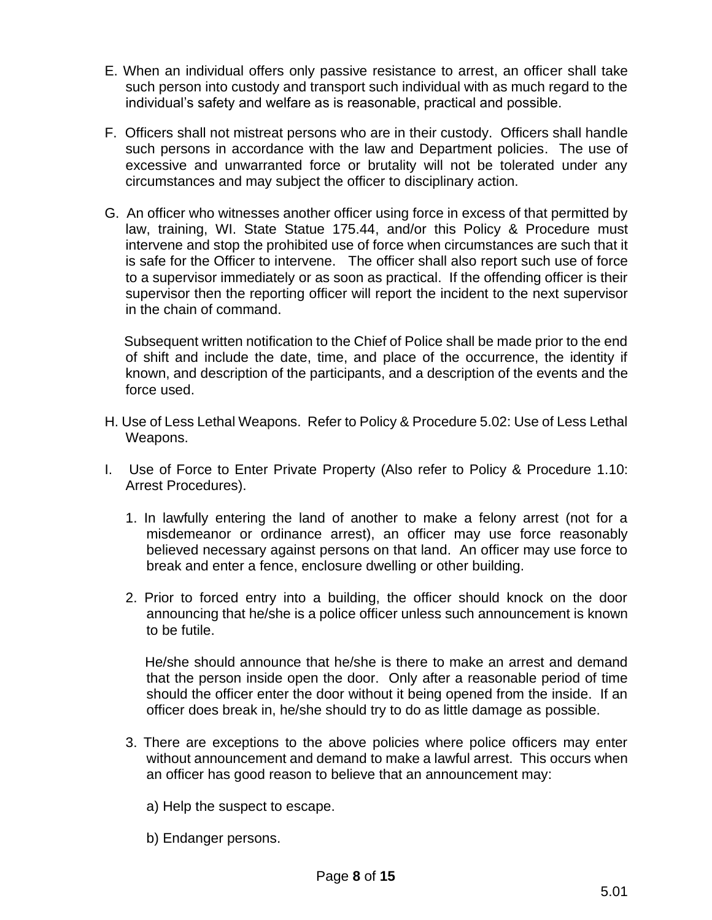E. When an individual offers only passive resistance to arrest, an officer shall take such person into custody and transport such individual with as much regard to the individual's safety and welfare as is reasonable, practical and possible.

F. Officers shall not mistreat persons who are in their custody. Officers shall handle such persons in accordance with the law and Department policies. The use of excessive and unwarranted force or brutality will not be tolerated under any circumstances and may subject the officer to disciplinary action.

G. An officer who witnesses another officer using force in excess of that permitted by law, training, WI. State Statue 175.44, and/or this Policy & Procedure must intervene and stop the prohibited use of force when circumstances are such that it is safe for the Officer to intervene. The officer shall also report such use of force to a supervisor immediately or as soon as practical. If the offending officer is their supervisor then the reporting officer will report the incident to the next supervisor in the chain of command.

Subsequent written notification to the Chief of Police shall be made prior to the end of shift and include the date, time, and place of the occurrence, the identity if known, and description of the participants, and a description of the events and the force used.

H. Use of Less Lethal Weapons. Refer to Policy & Procedure 5.02: Use of Less Lethal Weapons.

I. Use of Force to Enter Private Property (Also refer to Policy & Procedure 1.10: Arrest Procedures).

1. In lawfully entering the land of another to make a felony arrest (not for a misdemeanor or ordinance arrest), an officer may use force reasonably believed necessary against persons on that land. An officer may use force to break and enter a fence, enclosure dwelling or other building.

2. Prior to forced entry into a building, the officer should knock on the door announcing that he/she is a police officer unless such announcement is known to be futile.

   He/she should announce that he/she is there to make an arrest and demand that the person inside open the door. Only after a reasonable period of time should the officer enter the door without it being opened from the inside. If an officer does break in, he/she should try to do as little damage as possible.

3. There are exceptions to the above policies where police officers may enter without announcement and demand to make a lawful arrest. This occurs when an officer has good reason to believe that an announcement may:

   a) Help the suspect to escape.

   b) Endanger persons.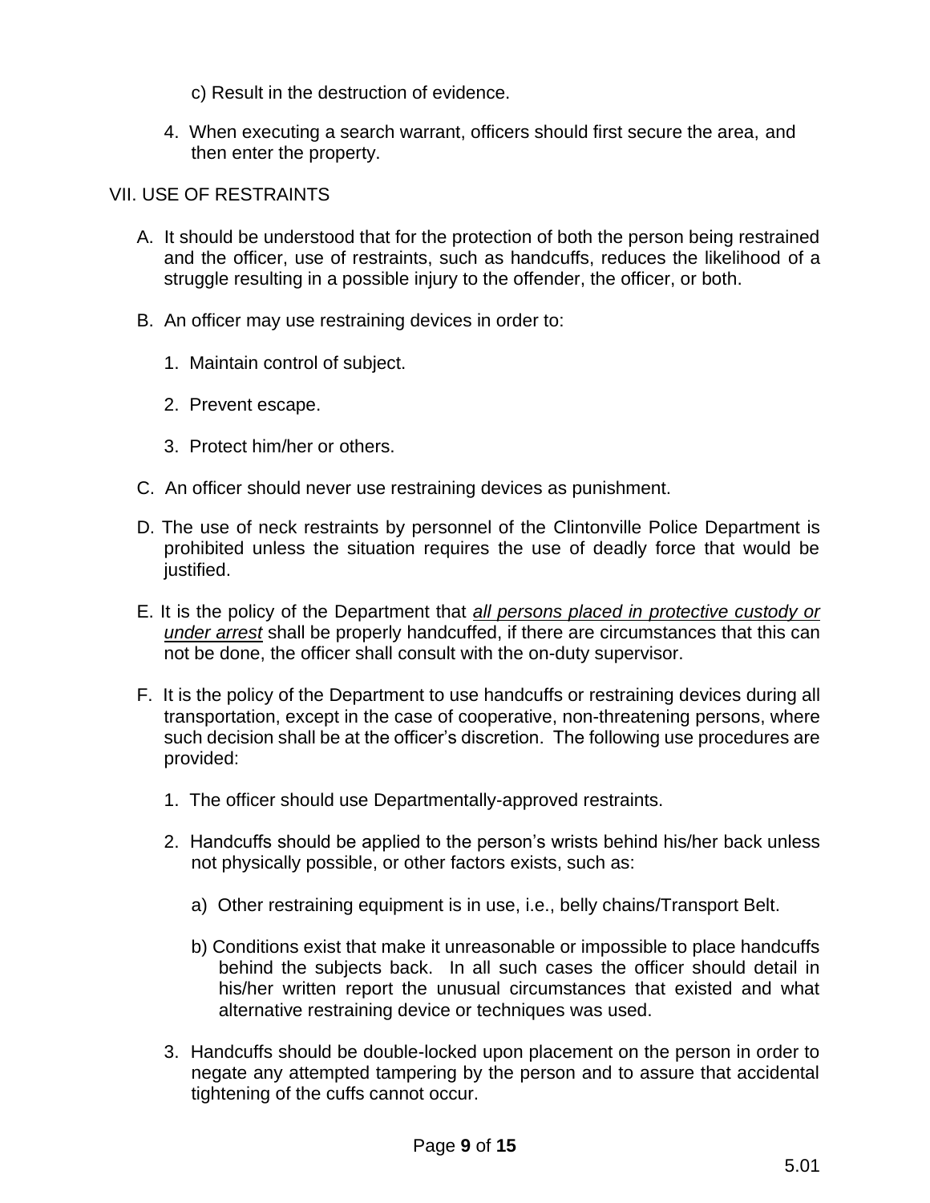c) Result in the destruction of evidence.

4. When executing a search warrant, officers should first secure the area, and then enter the property.

## VII. USE OF RESTRAINTS

A. It should be understood that for the protection of both the person being restrained and the officer, use of restraints, such as handcuffs, reduces the likelihood of a struggle resulting in a possible injury to the offender, the officer, or both.

B. An officer may use restraining devices in order to:

1. Maintain control of subject.

2. Prevent escape.

3. Protect him/her or others.

C. An officer should never use restraining devices as punishment.

D. The use of neck restraints by personnel of the Clintonville Police Department is prohibited unless the situation requires the use of deadly force that would be justified.

E. It is the policy of the Department that ***all persons placed in protective custody or under arrest*** shall be properly handcuffed, if there are circumstances that this can not be done, the officer shall consult with the on-duty supervisor.

F. It is the policy of the Department to use handcuffs or restraining devices during all transportation, except in the case of cooperative, non-threatening persons, where such decision shall be at the officer's discretion. The following use procedures are provided:

1. The officer should use Departmentally-approved restraints.

2. Handcuffs should be applied to the person's wrists behind his/her back unless not physically possible, or other factors exists, such as:

   a) Other restraining equipment is in use, i.e., belly chains/Transport Belt.

   b) Conditions exist that make it unreasonable or impossible to place handcuffs behind the subjects back. In all such cases the officer should detail in his/her written report the unusual circumstances that existed and what alternative restraining device or techniques was used.

3. Handcuffs should be double-locked upon placement on the person in order to negate any attempted tampering by the person and to assure that accidental tightening of the cuffs cannot occur.

5.01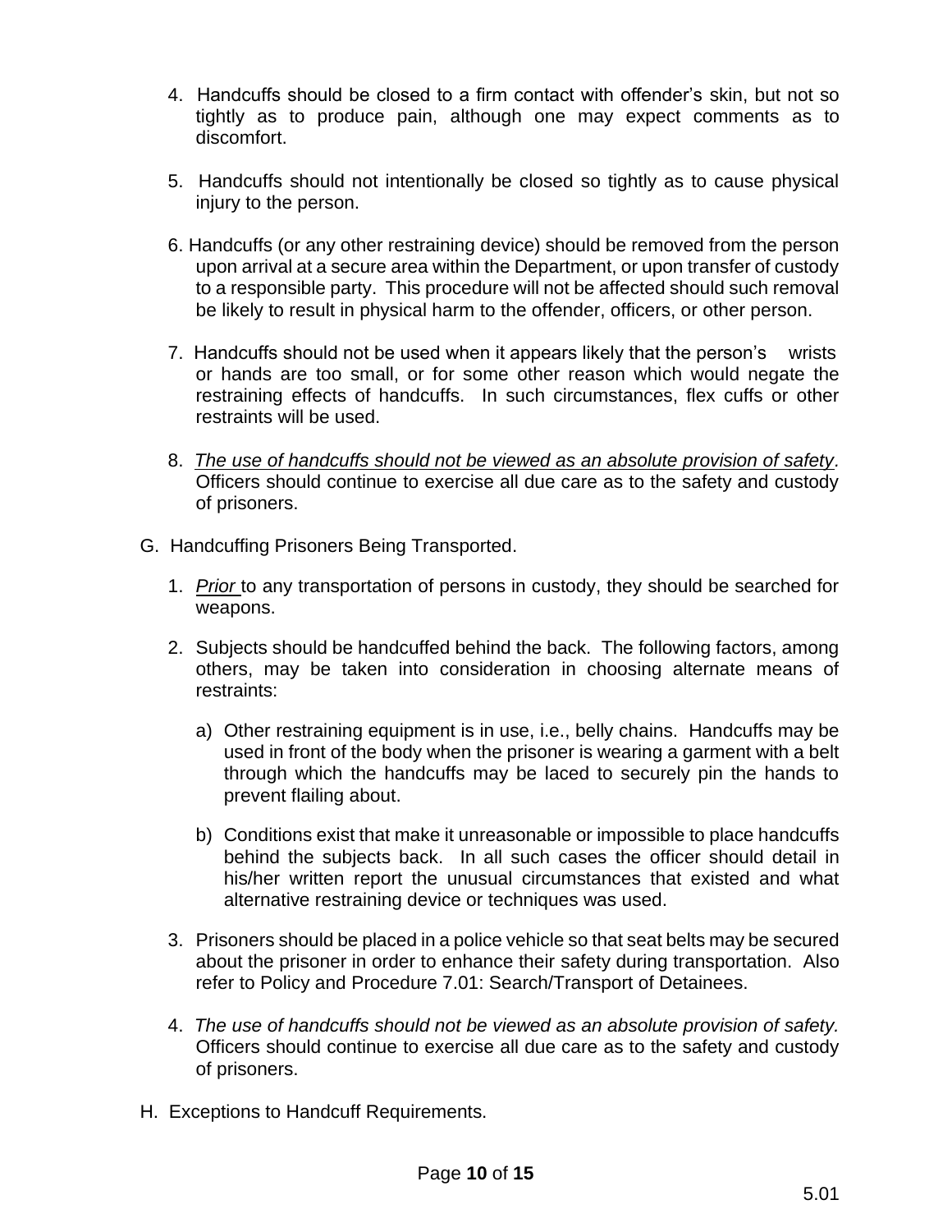4. Handcuffs should be closed to a firm contact with offender's skin, but not so tightly as to produce pain, although one may expect comments as to discomfort.

5. Handcuffs should not intentionally be closed so tightly as to cause physical injury to the person.

6. Handcuffs (or any other restraining device) should be removed from the person upon arrival at a secure area within the Department, or upon transfer of custody to a responsible party. This procedure will not be affected should such removal be likely to result in physical harm to the offender, officers, or other person.

7. Handcuffs should not be used when it appears likely that the person's wrists or hands are too small, or for some other reason which would negate the restraining effects of handcuffs. In such circumstances, flex cuffs or other restraints will be used.

8. <u>*The use of handcuffs should not be viewed as an absolute provision of safety*</u>. Officers should continue to exercise all due care as to the safety and custody of prisoners.

G. Handcuffing Prisoners Being Transported.

1. <u>*Prior*</u> to any transportation of persons in custody, they should be searched for weapons.

2. Subjects should be handcuffed behind the back. The following factors, among others, may be taken into consideration in choosing alternate means of restraints:

   a) Other restraining equipment is in use, i.e., belly chains. Handcuffs may be used in front of the body when the prisoner is wearing a garment with a belt through which the handcuffs may be laced to securely pin the hands to prevent flailing about.

   b) Conditions exist that make it unreasonable or impossible to place handcuffs behind the subjects back. In all such cases the officer should detail in his/her written report the unusual circumstances that existed and what alternative restraining device or techniques was used.

3. Prisoners should be placed in a police vehicle so that seat belts may be secured about the prisoner in order to enhance their safety during transportation. Also refer to Policy and Procedure 7.01: Search/Transport of Detainees.

4. *The use of handcuffs should not be viewed as an absolute provision of safety.* Officers should continue to exercise all due care as to the safety and custody of prisoners.

H. Exceptions to Handcuff Requirements.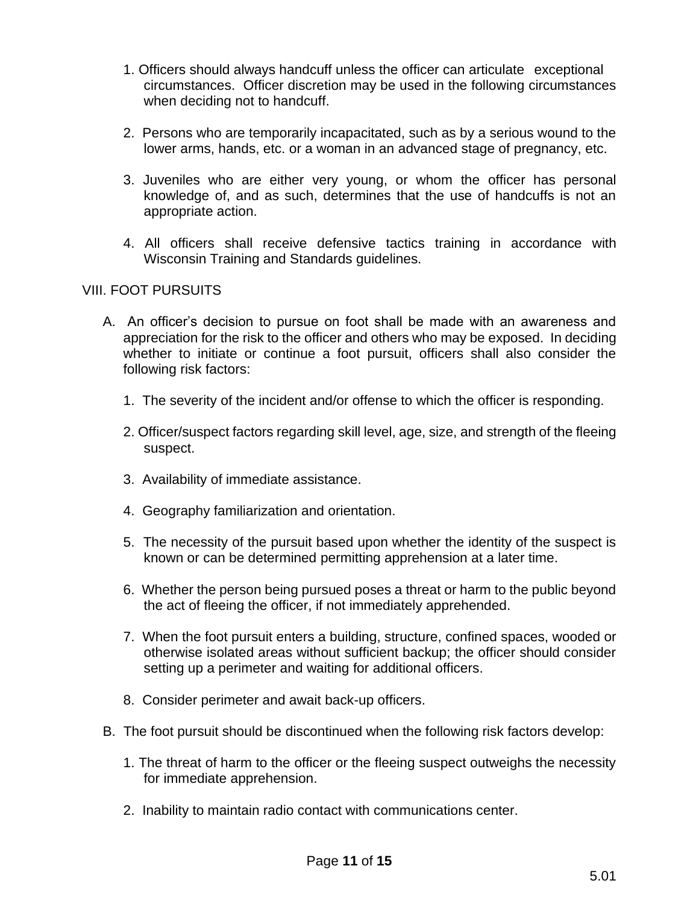1. Officers should always handcuff unless the officer can articulate exceptional circumstances. Officer discretion may be used in the following circumstances when deciding not to handcuff.

2. Persons who are temporarily incapacitated, such as by a serious wound to the lower arms, hands, etc. or a woman in an advanced stage of pregnancy, etc.

3. Juveniles who are either very young, or whom the officer has personal knowledge of, and as such, determines that the use of handcuffs is not an appropriate action.

4. All officers shall receive defensive tactics training in accordance with Wisconsin Training and Standards guidelines.

## VIII. FOOT PURSUITS

A. An officer's decision to pursue on foot shall be made with an awareness and appreciation for the risk to the officer and others who may be exposed. In deciding whether to initiate or continue a foot pursuit, officers shall also consider the following risk factors:

1. The severity of the incident and/or offense to which the officer is responding.

2. Officer/suspect factors regarding skill level, age, size, and strength of the fleeing suspect.

3. Availability of immediate assistance.

4. Geography familiarization and orientation.

5. The necessity of the pursuit based upon whether the identity of the suspect is known or can be determined permitting apprehension at a later time.

6. Whether the person being pursued poses a threat or harm to the public beyond the act of fleeing the officer, if not immediately apprehended.

7. When the foot pursuit enters a building, structure, confined spaces, wooded or otherwise isolated areas without sufficient backup; the officer should consider setting up a perimeter and waiting for additional officers.

8. Consider perimeter and await back-up officers.

B. The foot pursuit should be discontinued when the following risk factors develop:

1. The threat of harm to the officer or the fleeing suspect outweighs the necessity for immediate apprehension.

2. Inability to maintain radio contact with communications center.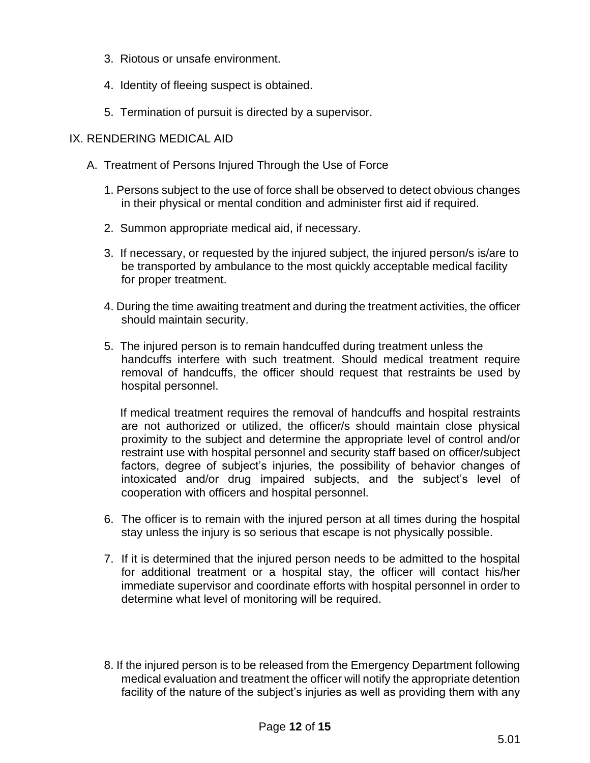3. Riotous or unsafe environment.

4. Identity of fleeing suspect is obtained.

5. Termination of pursuit is directed by a supervisor.

## IX. RENDERING MEDICAL AID

### A. Treatment of Persons Injured Through the Use of Force

1. Persons subject to the use of force shall be observed to detect obvious changes in their physical or mental condition and administer first aid if required.

2. Summon appropriate medical aid, if necessary.

3. If necessary, or requested by the injured subject, the injured person/s is/are to be transported by ambulance to the most quickly acceptable medical facility for proper treatment.

4. During the time awaiting treatment and during the treatment activities, the officer should maintain security.

5. The injured person is to remain handcuffed during treatment unless the handcuffs interfere with such treatment. Should medical treatment require removal of handcuffs, the officer should request that restraints be used by hospital personnel.

   If medical treatment requires the removal of handcuffs and hospital restraints are not authorized or utilized, the officer/s should maintain close physical proximity to the subject and determine the appropriate level of control and/or restraint use with hospital personnel and security staff based on officer/subject factors, degree of subject's injuries, the possibility of behavior changes of intoxicated and/or drug impaired subjects, and the subject's level of cooperation with officers and hospital personnel.

6. The officer is to remain with the injured person at all times during the hospital stay unless the injury is so serious that escape is not physically possible.

7. If it is determined that the injured person needs to be admitted to the hospital for additional treatment or a hospital stay, the officer will contact his/her immediate supervisor and coordinate efforts with hospital personnel in order to determine what level of monitoring will be required.

8. If the injured person is to be released from the Emergency Department following medical evaluation and treatment the officer will notify the appropriate detention facility of the nature of the subject's injuries as well as providing them with any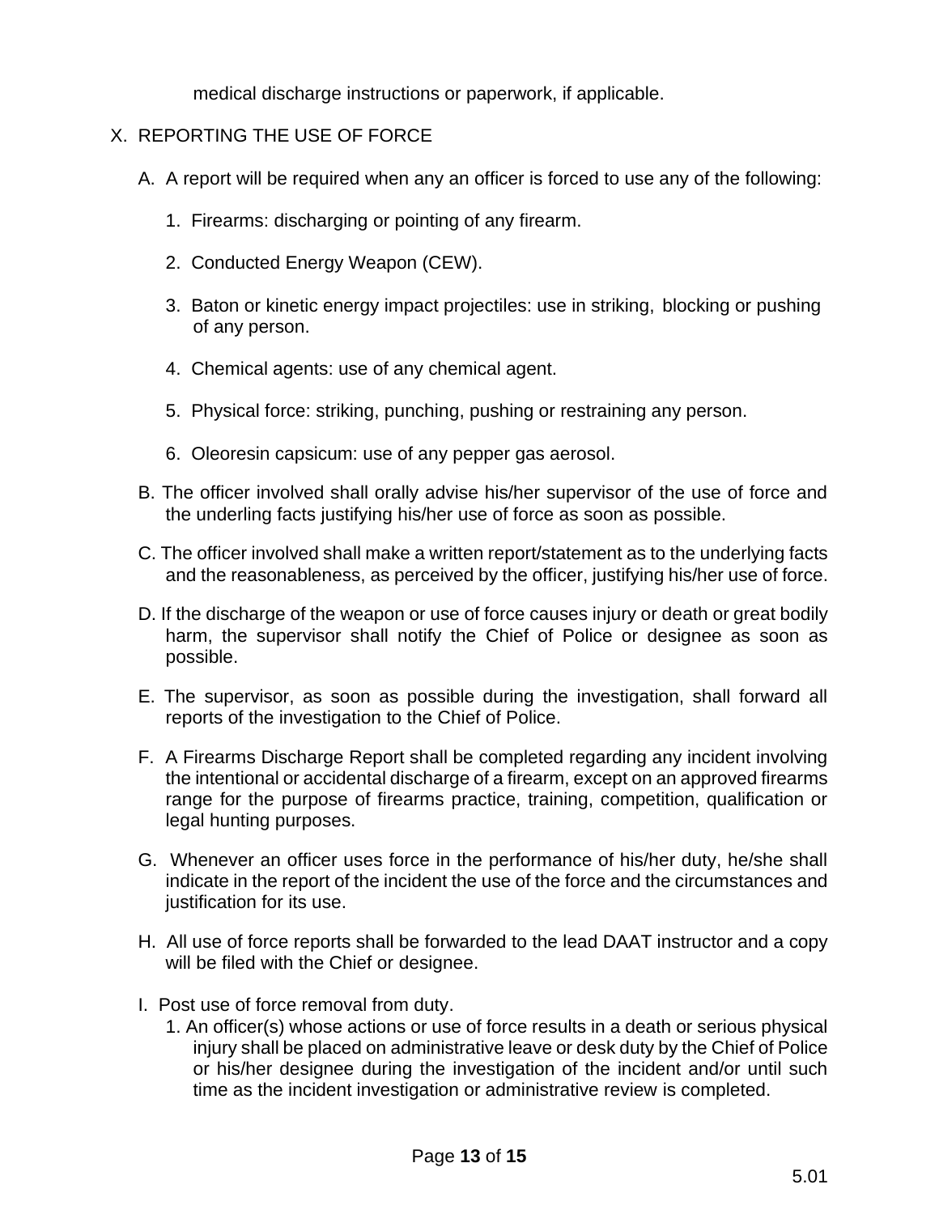medical discharge instructions or paperwork, if applicable.

X. REPORTING THE USE OF FORCE

A. A report will be required when any an officer is forced to use any of the following:

1. Firearms: discharging or pointing of any firearm.

2. Conducted Energy Weapon (CEW).

3. Baton or kinetic energy impact projectiles: use in striking, blocking or pushing of any person.

4. Chemical agents: use of any chemical agent.

5. Physical force: striking, punching, pushing or restraining any person.

6. Oleoresin capsicum: use of any pepper gas aerosol.

B. The officer involved shall orally advise his/her supervisor of the use of force and the underling facts justifying his/her use of force as soon as possible.

C. The officer involved shall make a written report/statement as to the underlying facts and the reasonableness, as perceived by the officer, justifying his/her use of force.

D. If the discharge of the weapon or use of force causes injury or death or great bodily harm, the supervisor shall notify the Chief of Police or designee as soon as possible.

E. The supervisor, as soon as possible during the investigation, shall forward all reports of the investigation to the Chief of Police.

F. A Firearms Discharge Report shall be completed regarding any incident involving the intentional or accidental discharge of a firearm, except on an approved firearms range for the purpose of firearms practice, training, competition, qualification or legal hunting purposes.

G. Whenever an officer uses force in the performance of his/her duty, he/she shall indicate in the report of the incident the use of the force and the circumstances and justification for its use.

H. All use of force reports shall be forwarded to the lead DAAT instructor and a copy will be filed with the Chief or designee.

I. Post use of force removal from duty.

1. An officer(s) whose actions or use of force results in a death or serious physical injury shall be placed on administrative leave or desk duty by the Chief of Police or his/her designee during the investigation of the incident and/or until such time as the incident investigation or administrative review is completed.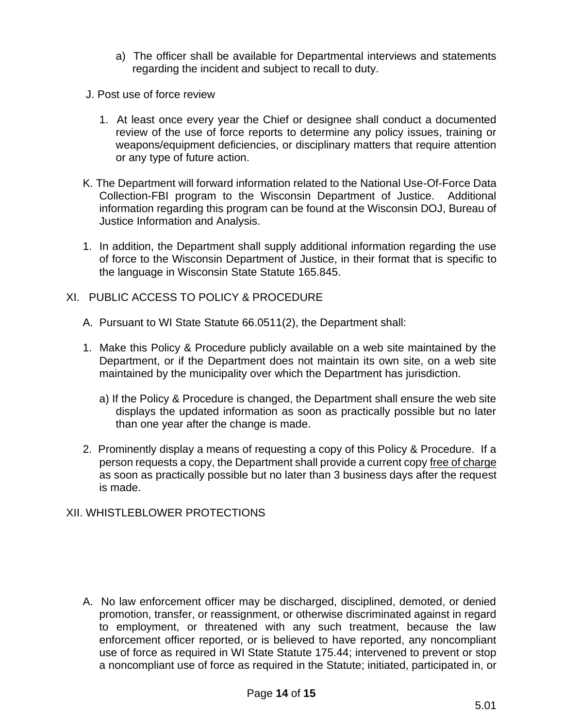a) The officer shall be available for Departmental interviews and statements regarding the incident and subject to recall to duty.

J. Post use of force review

1. At least once every year the Chief or designee shall conduct a documented review of the use of force reports to determine any policy issues, training or weapons/equipment deficiencies, or disciplinary matters that require attention or any type of future action.

K. The Department will forward information related to the National Use-Of-Force Data Collection-FBI program to the Wisconsin Department of Justice. Additional information regarding this program can be found at the Wisconsin DOJ, Bureau of Justice Information and Analysis.

1. In addition, the Department shall supply additional information regarding the use of force to the Wisconsin Department of Justice, in their format that is specific to the language in Wisconsin State Statute 165.845.

## XI. PUBLIC ACCESS TO POLICY & PROCEDURE

A. Pursuant to WI State Statute 66.0511(2), the Department shall:

1. Make this Policy & Procedure publicly available on a web site maintained by the Department, or if the Department does not maintain its own site, on a web site maintained by the municipality over which the Department has jurisdiction.

   a) If the Policy & Procedure is changed, the Department shall ensure the web site displays the updated information as soon as practically possible but no later than one year after the change is made.

2. Prominently display a means of requesting a copy of this Policy & Procedure. If a person requests a copy, the Department shall provide a current copy free of charge as soon as practically possible but no later than 3 business days after the request is made.

## XII. WHISTLEBLOWER PROTECTIONS

A. No law enforcement officer may be discharged, disciplined, demoted, or denied promotion, transfer, or reassignment, or otherwise discriminated against in regard to employment, or threatened with any such treatment, because the law enforcement officer reported, or is believed to have reported, any noncompliant use of force as required in WI State Statute 175.44; intervened to prevent or stop a noncompliant use of force as required in the Statute; initiated, participated in, or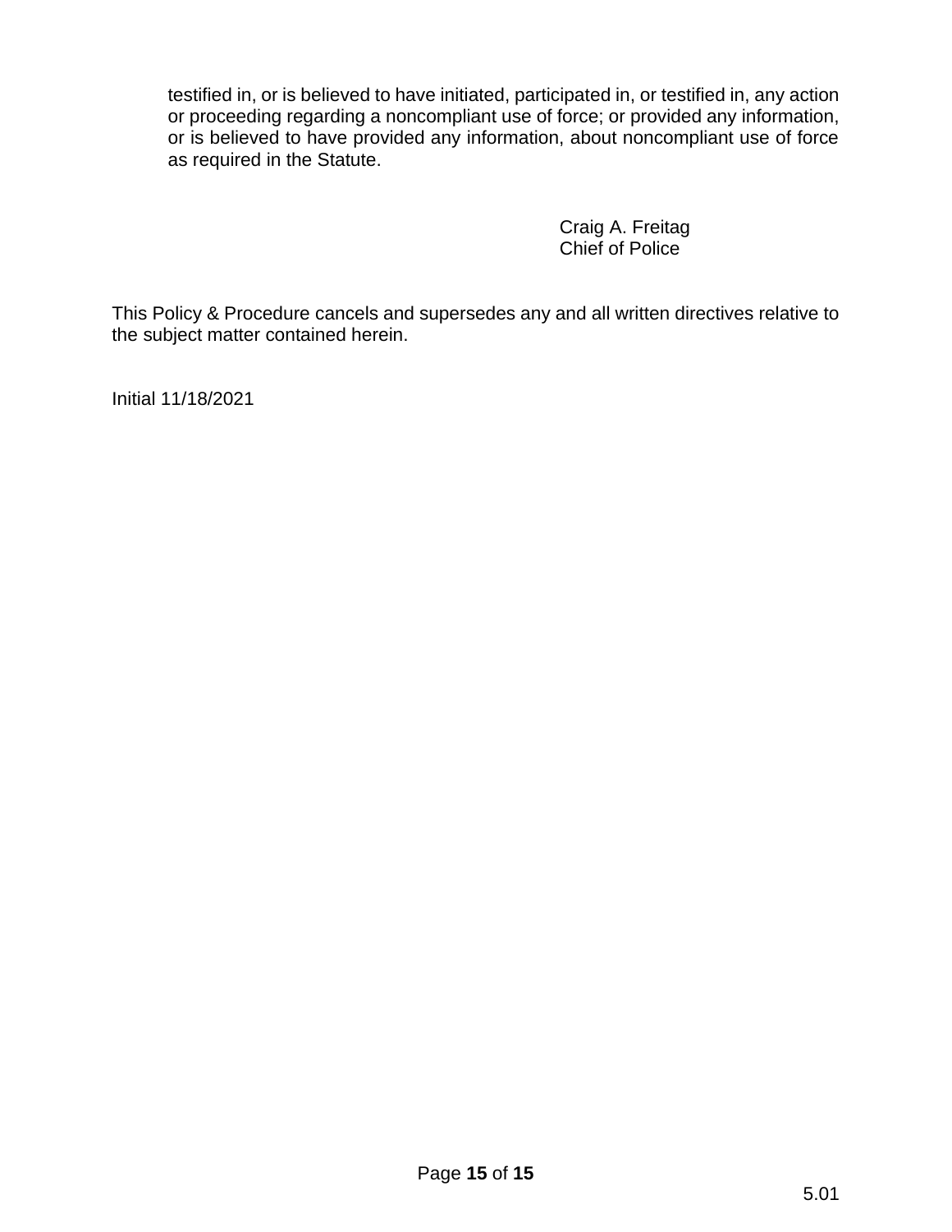testified in, or is believed to have initiated, participated in, or testified in, any action or proceeding regarding a noncompliant use of force; or provided any information, or is believed to have provided any information, about noncompliant use of force as required in the Statute.

Craig A. Freitag
Chief of Police

This Policy & Procedure cancels and supersedes any and all written directives relative to the subject matter contained herein.

Initial 11/18/2021